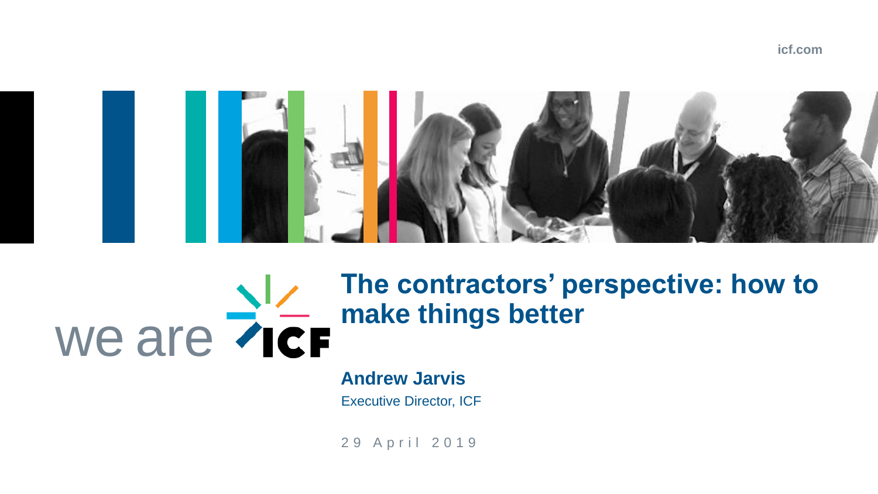icf.com

we are ICF

# The contractors' perspective: how to make things better

**Andrew Jarvis**

Executive Director, ICF

29 April 2019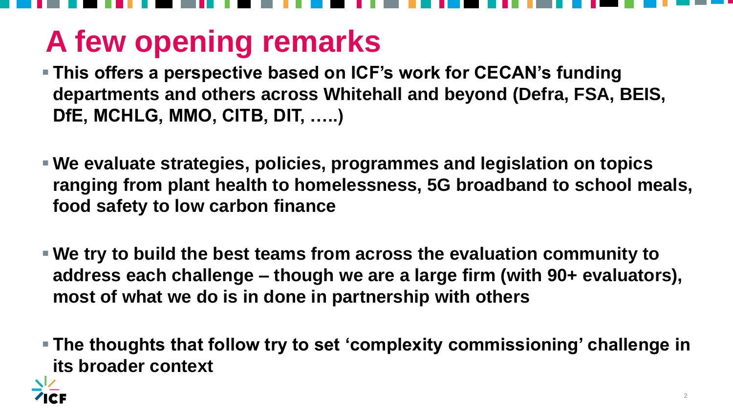# A few opening remarks

- **This offers a perspective based on ICF's work for CECAN's funding departments and others across Whitehall and beyond (Defra, FSA, BEIS, DfE, MCHLG, MMO, CITB, DIT, …..)**
- **We evaluate strategies, policies, programmes and legislation on topics ranging from plant health to homelessness, 5G broadband to school meals, food safety to low carbon finance**
- **We try to build the best teams from across the evaluation community to address each challenge – though we are a large firm (with 90+ evaluators), most of what we do is in done in partnership with others**
- **The thoughts that follow try to set 'complexity commissioning' challenge in its broader context**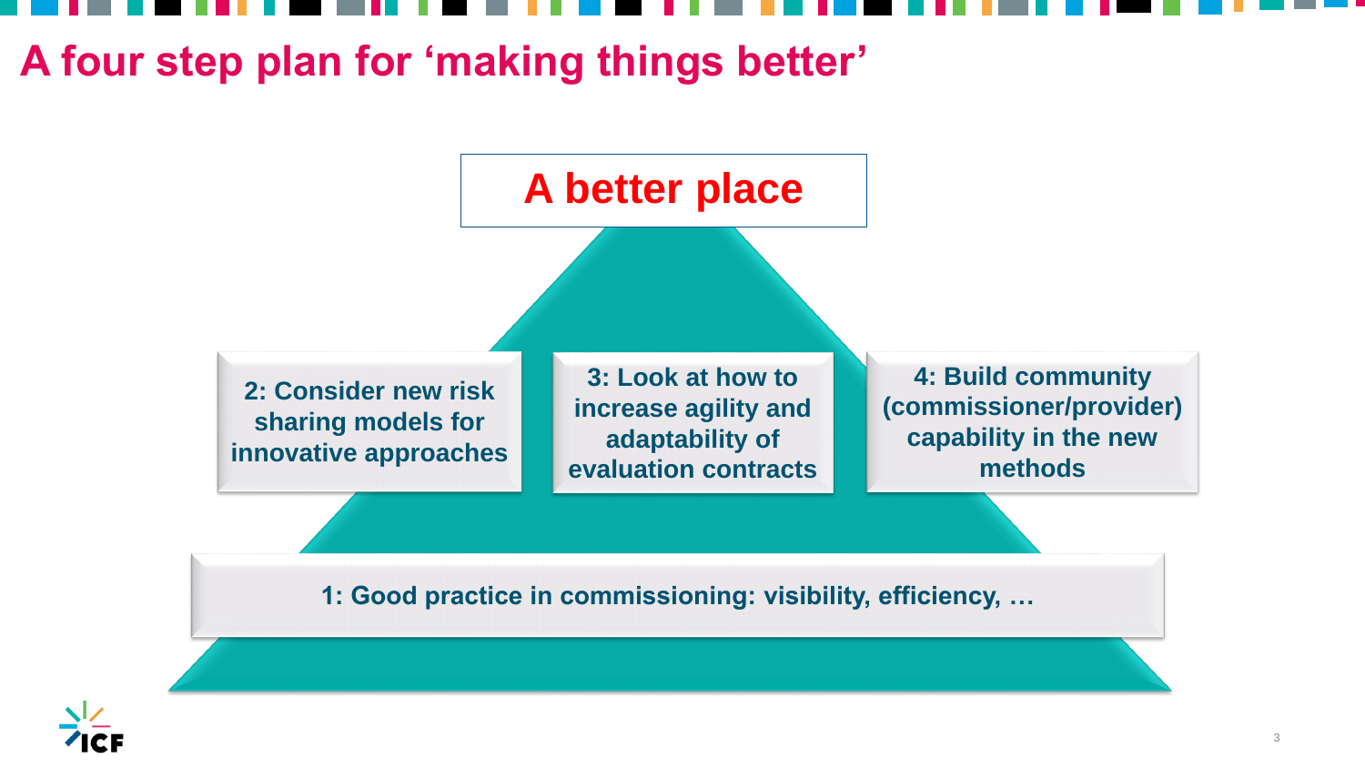# A four step plan for 'making things better'

**A better place**

**2: Consider new risk sharing models for innovative approaches**

**3: Look at how to increase agility and adaptability of evaluation contracts**

**4: Build community (commissioner/provider) capability in the new methods**

**1: Good practice in commissioning: visibility, efficiency, …**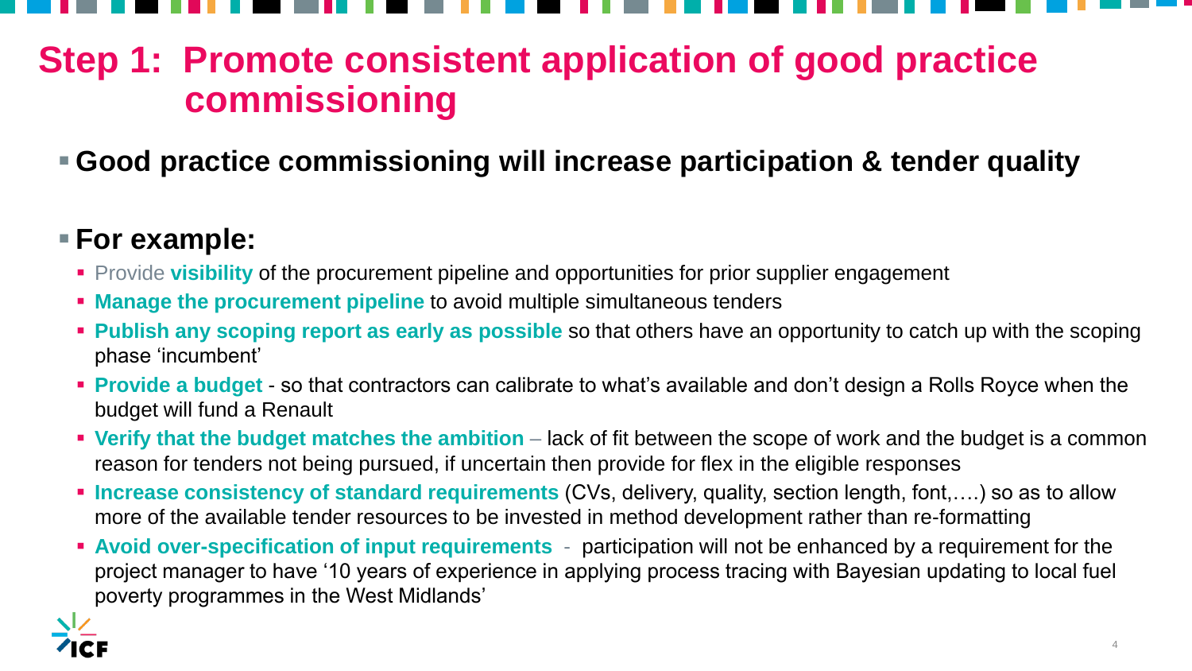# Step 1: Promote consistent application of good practice commissioning

- **Good practice commissioning will increase participation & tender quality**

- **For example:**
  - Provide **visibility** of the procurement pipeline and opportunities for prior supplier engagement
  - **Manage the procurement pipeline** to avoid multiple simultaneous tenders
  - **Publish any scoping report as early as possible** so that others have an opportunity to catch up with the scoping phase 'incumbent'
  - **Provide a budget** - so that contractors can calibrate to what's available and don't design a Rolls Royce when the budget will fund a Renault
  - **Verify that the budget matches the ambition** – lack of fit between the scope of work and the budget is a common reason for tenders not being pursued, if uncertain then provide for flex in the eligible responses
  - **Increase consistency of standard requirements** (CVs, delivery, quality, section length, font,….) so as to allow more of the available tender resources to be invested in method development rather than re-formatting
  - **Avoid over-specification of input requirements** - participation will not be enhanced by a requirement for the project manager to have '10 years of experience in applying process tracing with Bayesian updating to local fuel poverty programmes in the West Midlands'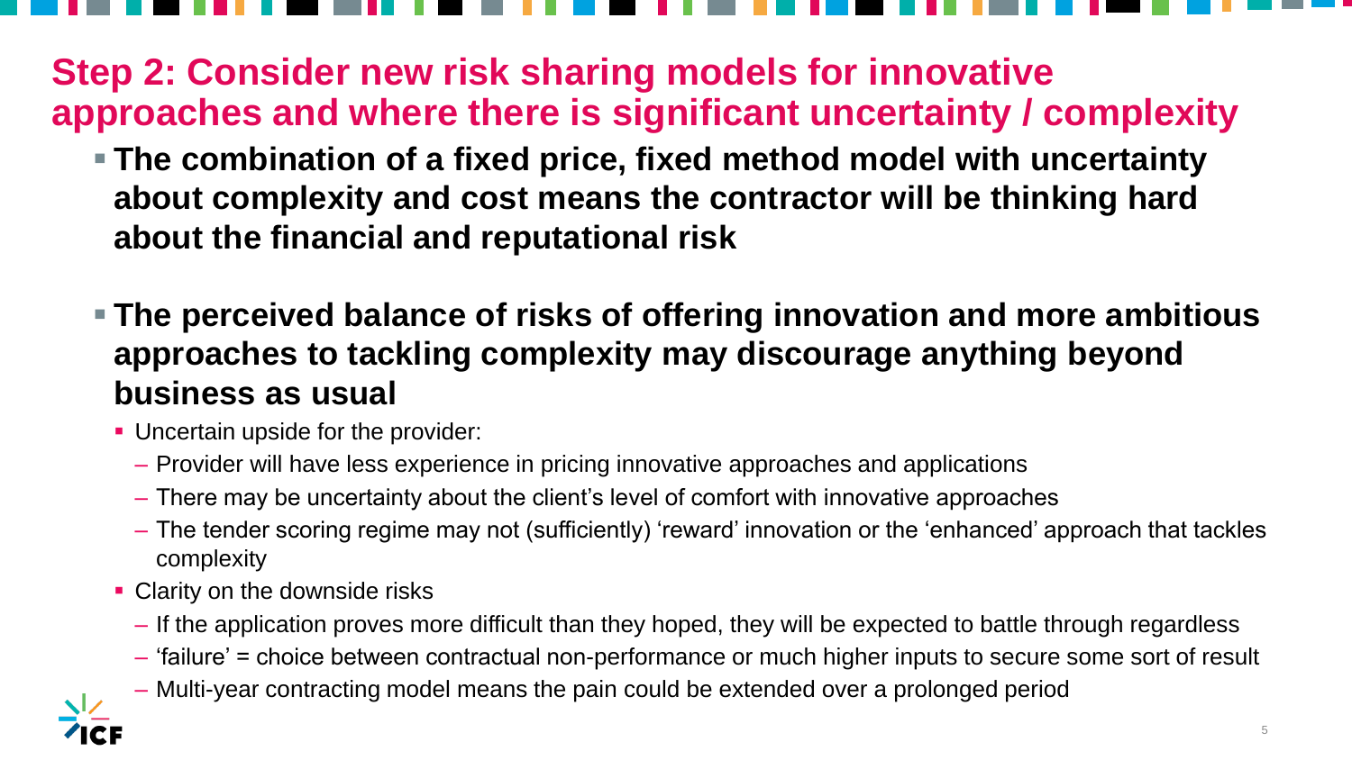## Step 2: Consider new risk sharing models for innovative approaches and where there is significant uncertainty / complexity

- **The combination of a fixed price, fixed method model with uncertainty about complexity and cost means the contractor will be thinking hard about the financial and reputational risk**

- **The perceived balance of risks of offering innovation and more ambitious approaches to tackling complexity may discourage anything beyond business as usual**
  - Uncertain upside for the provider:
    - Provider will have less experience in pricing innovative approaches and applications
    - There may be uncertainty about the client's level of comfort with innovative approaches
    - The tender scoring regime may not (sufficiently) 'reward' innovation or the 'enhanced' approach that tackles complexity
  - Clarity on the downside risks
    - If the application proves more difficult than they hoped, they will be expected to battle through regardless
    - 'failure' = choice between contractual non-performance or much higher inputs to secure some sort of result
    - Multi-year contracting model means the pain could be extended over a prolonged period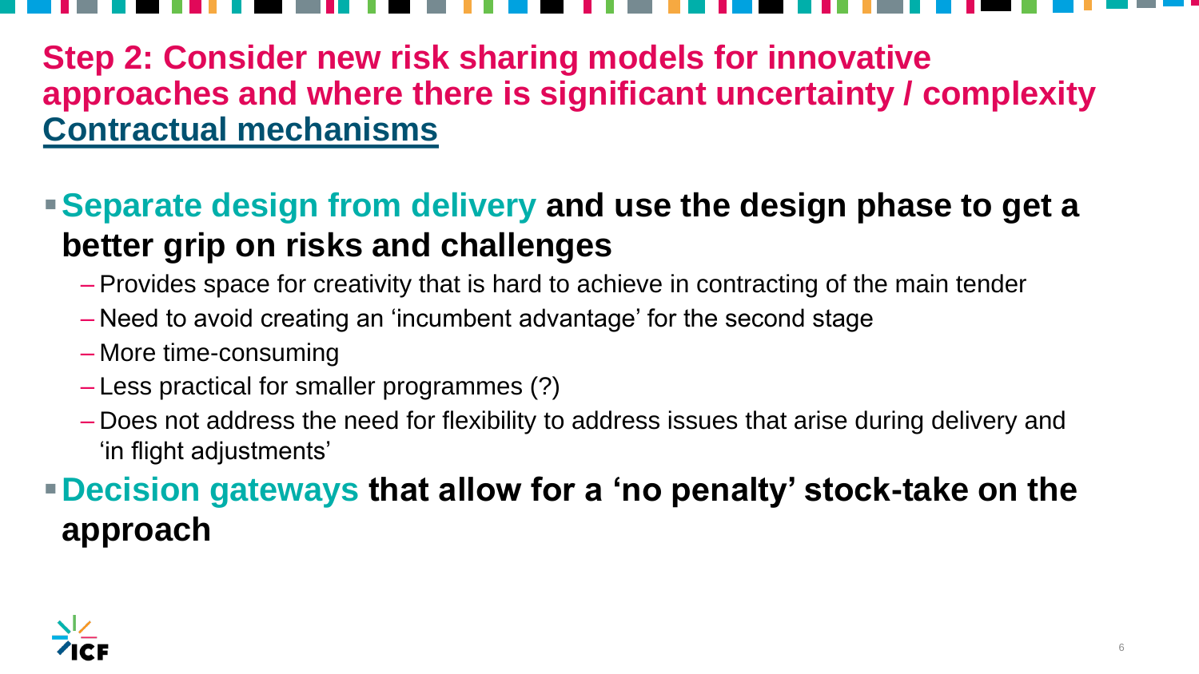## Step 2: Consider new risk sharing models for innovative approaches and where there is significant uncertainty / complexity

### Contractual mechanisms

- **Separate design from delivery and use the design phase to get a better grip on risks and challenges**
  - Provides space for creativity that is hard to achieve in contracting of the main tender
  - Need to avoid creating an 'incumbent advantage' for the second stage
  - More time-consuming
  - Less practical for smaller programmes (?)
  - Does not address the need for flexibility to address issues that arise during delivery and 'in flight adjustments'
- **Decision gateways that allow for a 'no penalty' stock-take on the approach**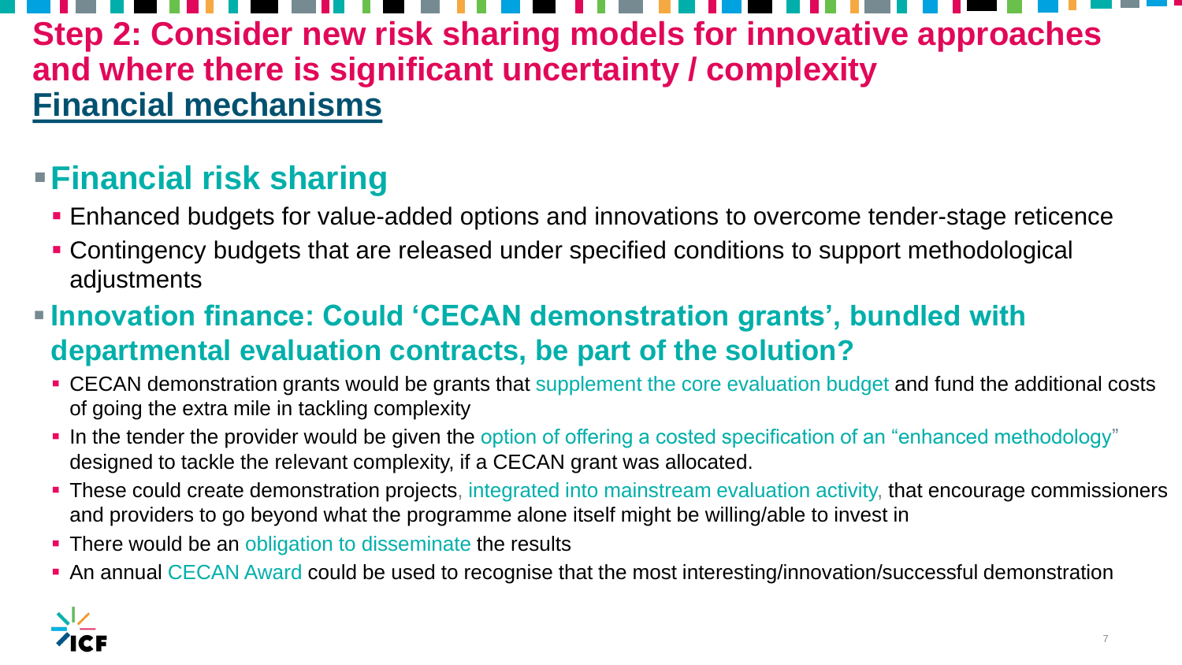# Step 2: Consider new risk sharing models for innovative approaches and where there is significant uncertainty / complexity

## Financial mechanisms

- **Financial risk sharing**
  - Enhanced budgets for value-added options and innovations to overcome tender-stage reticence
  - Contingency budgets that are released under specified conditions to support methodological adjustments
- **Innovation finance: Could 'CECAN demonstration grants', bundled with departmental evaluation contracts, be part of the solution?**
  - CECAN demonstration grants would be grants that supplement the core evaluation budget and fund the additional costs of going the extra mile in tackling complexity
  - In the tender the provider would be given the option of offering a costed specification of an "enhanced methodology" designed to tackle the relevant complexity, if a CECAN grant was allocated.
  - These could create demonstration projects, integrated into mainstream evaluation activity, that encourage commissioners and providers to go beyond what the programme alone itself might be willing/able to invest in
  - There would be an obligation to disseminate the results
  - An annual CECAN Award could be used to recognise that the most interesting/innovation/successful demonstration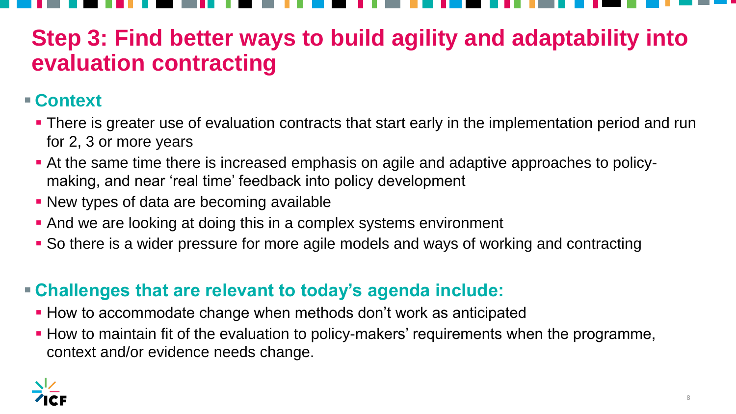# Step 3: Find better ways to build agility and adaptability into evaluation contracting

- **Context**
  - There is greater use of evaluation contracts that start early in the implementation period and run for 2, 3 or more years
  - At the same time there is increased emphasis on agile and adaptive approaches to policy-making, and near 'real time' feedback into policy development
  - New types of data are becoming available
  - And we are looking at doing this in a complex systems environment
  - So there is a wider pressure for more agile models and ways of working and contracting

- **Challenges that are relevant to today's agenda include:**
  - How to accommodate change when methods don't work as anticipated
  - How to maintain fit of the evaluation to policy-makers' requirements when the programme, context and/or evidence needs change.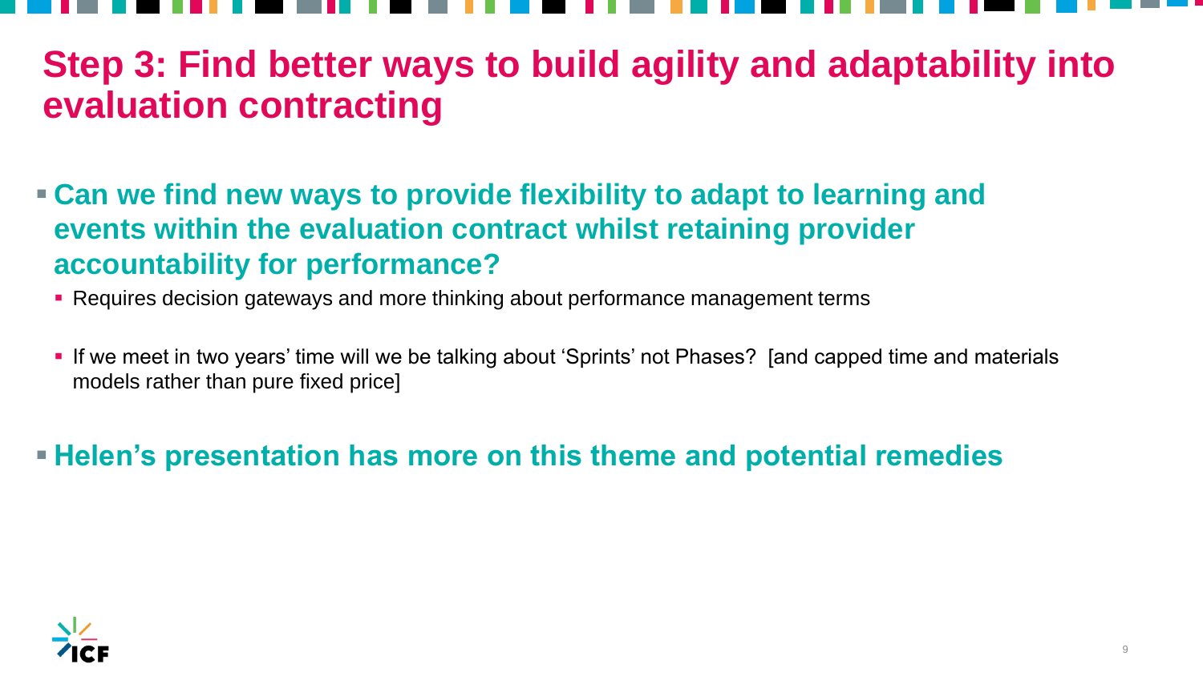# Step 3: Find better ways to build agility and adaptability into evaluation contracting

- **Can we find new ways to provide flexibility to adapt to learning and events within the evaluation contract whilst retaining provider accountability for performance?**
  - Requires decision gateways and more thinking about performance management terms
  - If we meet in two years' time will we be talking about 'Sprints' not Phases? [and capped time and materials models rather than pure fixed price]
- **Helen's presentation has more on this theme and potential remedies**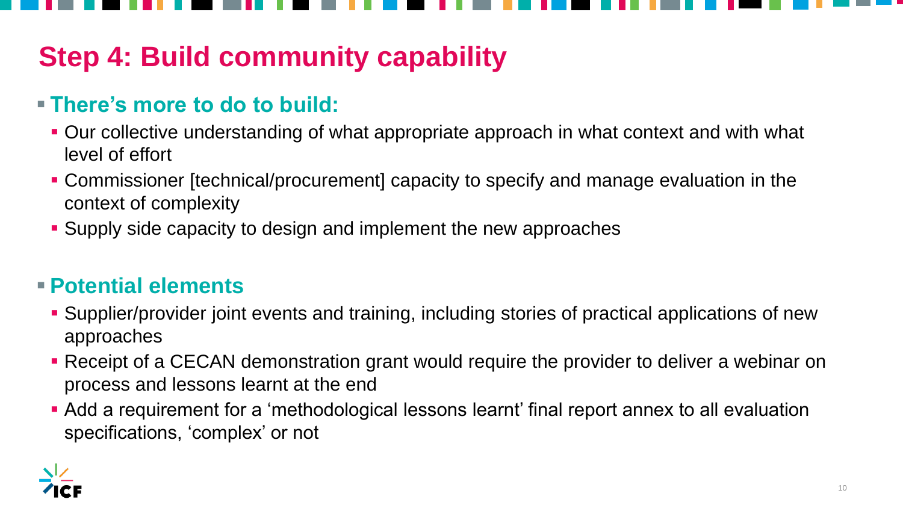# Step 4: Build community capability

- **There's more to do to build:**
  - Our collective understanding of what appropriate approach in what context and with what level of effort
  - Commissioner [technical/procurement] capacity to specify and manage evaluation in the context of complexity
  - Supply side capacity to design and implement the new approaches

- **Potential elements**
  - Supplier/provider joint events and training, including stories of practical applications of new approaches
  - Receipt of a CECAN demonstration grant would require the provider to deliver a webinar on process and lessons learnt at the end
  - Add a requirement for a 'methodological lessons learnt' final report annex to all evaluation specifications, 'complex' or not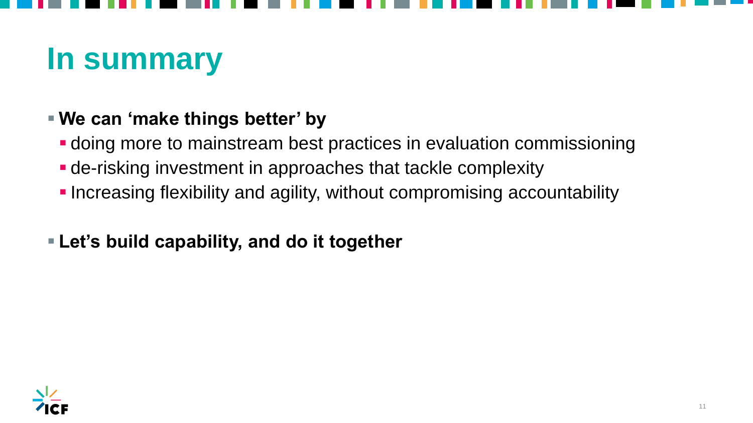# In summary

- **We can ‘make things better’ by**
  - doing more to mainstream best practices in evaluation commissioning
  - de-risking investment in approaches that tackle complexity
  - Increasing flexibility and agility, without compromising accountability
- **Let’s build capability, and do it together**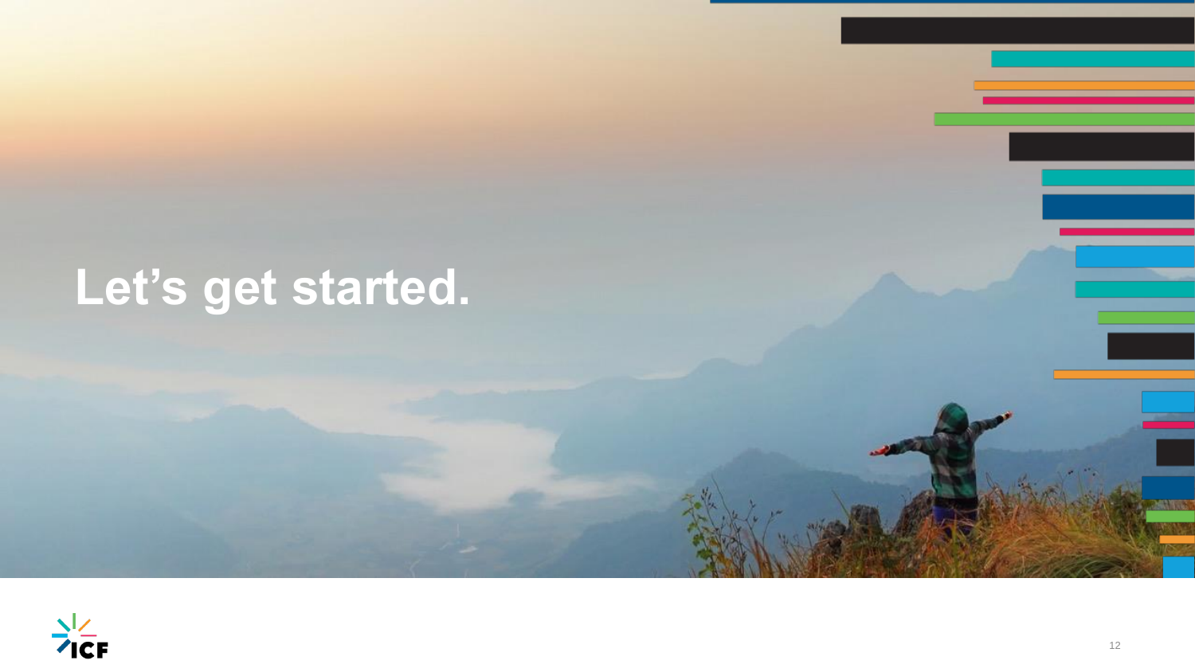# Let's get started.